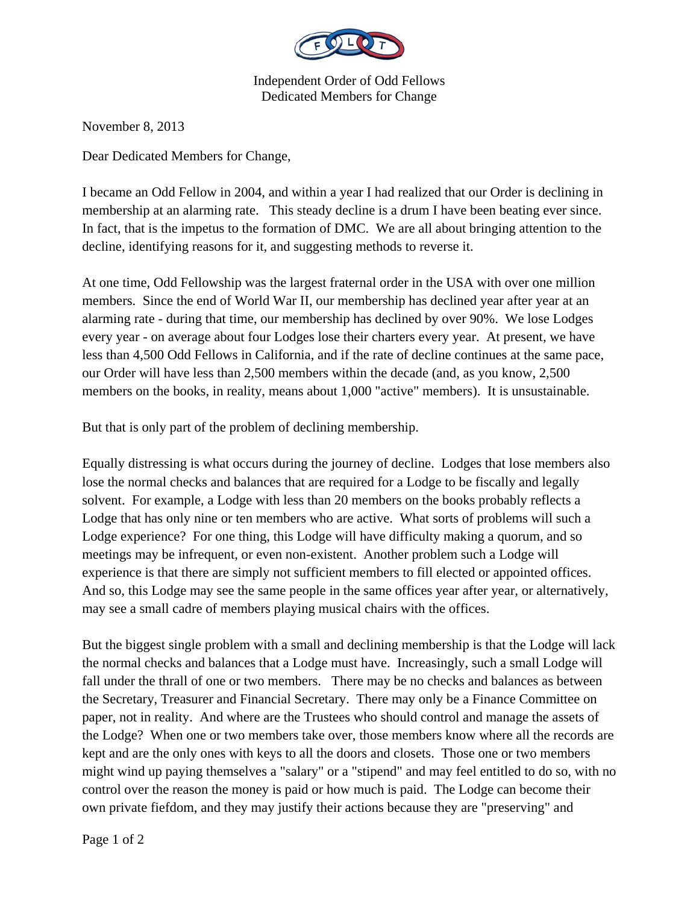Independent Order of Odd Fellows
Dedicated Members for Change

November 8, 2013

Dear Dedicated Members for Change,

I became an Odd Fellow in 2004, and within a year I had realized that our Order is declining in membership at an alarming rate. This steady decline is a drum I have been beating ever since. In fact, that is the impetus to the formation of DMC. We are all about bringing attention to the decline, identifying reasons for it, and suggesting methods to reverse it.

At one time, Odd Fellowship was the largest fraternal order in the USA with over one million members. Since the end of World War II, our membership has declined year after year at an alarming rate - during that time, our membership has declined by over 90%. We lose Lodges every year - on average about four Lodges lose their charters every year. At present, we have less than 4,500 Odd Fellows in California, and if the rate of decline continues at the same pace, our Order will have less than 2,500 members within the decade (and, as you know, 2,500 members on the books, in reality, means about 1,000 "active" members). It is unsustainable.

But that is only part of the problem of declining membership.

Equally distressing is what occurs during the journey of decline. Lodges that lose members also lose the normal checks and balances that are required for a Lodge to be fiscally and legally solvent. For example, a Lodge with less than 20 members on the books probably reflects a Lodge that has only nine or ten members who are active. What sorts of problems will such a Lodge experience? For one thing, this Lodge will have difficulty making a quorum, and so meetings may be infrequent, or even non-existent. Another problem such a Lodge will experience is that there are simply not sufficient members to fill elected or appointed offices. And so, this Lodge may see the same people in the same offices year after year, or alternatively, may see a small cadre of members playing musical chairs with the offices.

But the biggest single problem with a small and declining membership is that the Lodge will lack the normal checks and balances that a Lodge must have. Increasingly, such a small Lodge will fall under the thrall of one or two members. There may be no checks and balances as between the Secretary, Treasurer and Financial Secretary. There may only be a Finance Committee on paper, not in reality. And where are the Trustees who should control and manage the assets of the Lodge? When one or two members take over, those members know where all the records are kept and are the only ones with keys to all the doors and closets. Those one or two members might wind up paying themselves a "salary" or a "stipend" and may feel entitled to do so, with no control over the reason the money is paid or how much is paid. The Lodge can become their own private fiefdom, and they may justify their actions because they are "preserving" and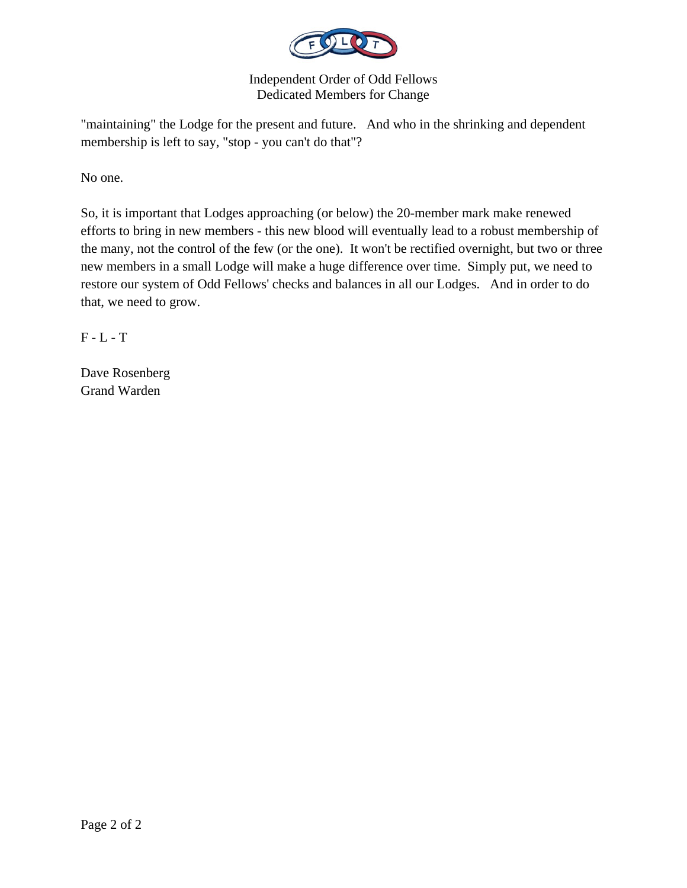"maintaining" the Lodge for the present and future.   And who in the shrinking and dependent membership is left to say, "stop - you can't do that"?

No one.

So, it is important that Lodges approaching (or below) the 20-member mark make renewed efforts to bring in new members - this new blood will eventually lead to a robust membership of the many, not the control of the few (or the one).  It won't be rectified overnight, but two or three new members in a small Lodge will make a huge difference over time.  Simply put, we need to restore our system of Odd Fellows' checks and balances in all our Lodges.   And in order to do that, we need to grow.

F - L - T

Dave Rosenberg
Grand Warden